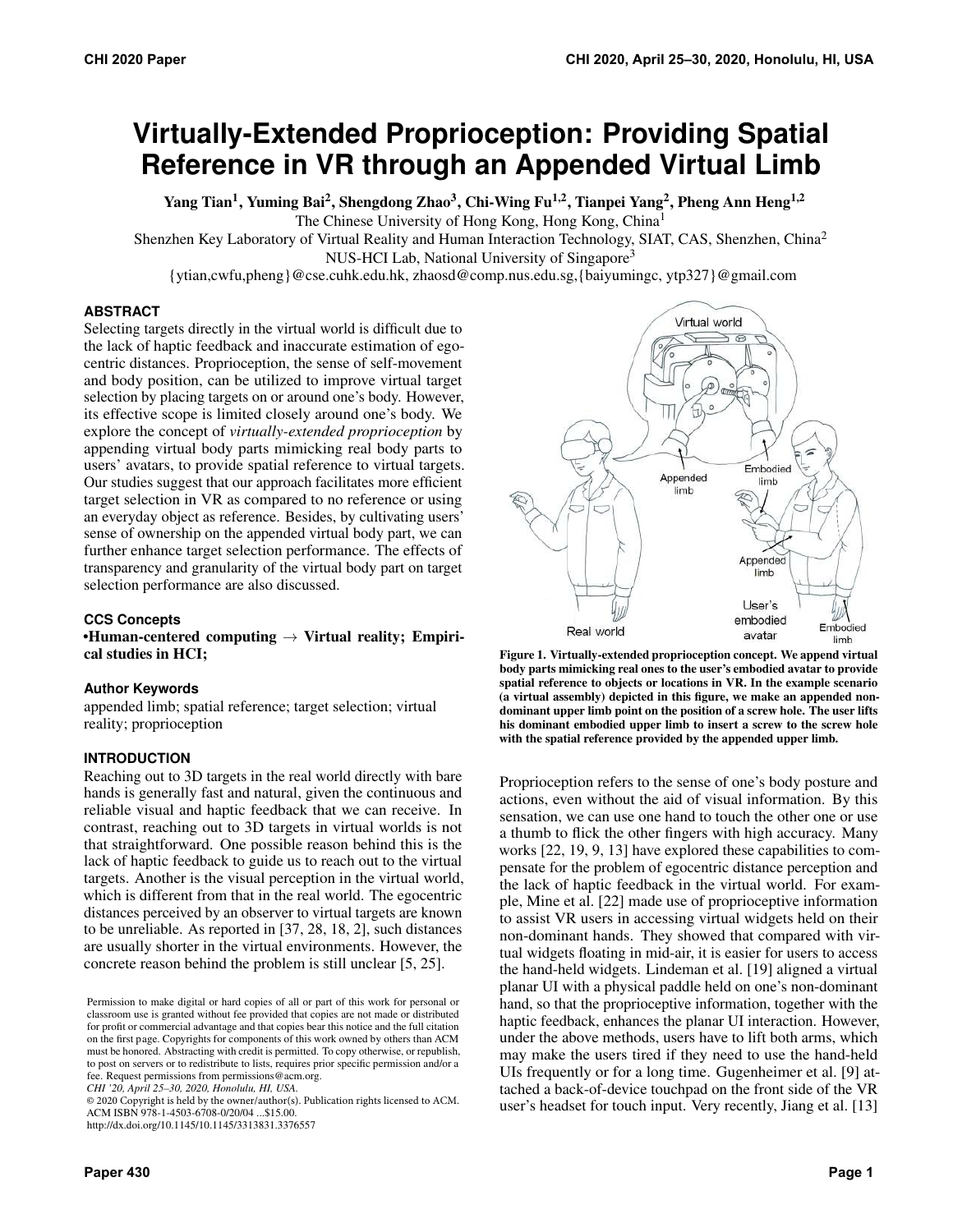# Virtually-Extended Proprioception: Providing Spatial Reference in VR through an Appended Virtual Limb

**Yang Tian[1], Yuming Bai[2], Shengdong Zhao[3], Chi-Wing Fu[1,2], Tianpei Yang[2], Pheng Ann Heng[1,2]**

The Chinese University of Hong Kong, Hong Kong, China[1]

Shenzhen Key Laboratory of Virtual Reality and Human Interaction Technology, SIAT, CAS, Shenzhen, China[2]

NUS-HCI Lab, National University of Singapore[3]

{ytian,cwfu,pheng}@cse.cuhk.edu.hk, zhaosd@comp.nus.edu.sg,{baiyumingc, ytp327}@gmail.com

### ABSTRACT

Selecting targets directly in the virtual world is difficult due to the lack of haptic feedback and inaccurate estimation of egocentric distances. Proprioception, the sense of self-movement and body position, can be utilized to improve virtual target selection by placing targets on or around one's body. However, its effective scope is limited closely around one's body. We explore the concept of *virtually-extended proprioception* by appending virtual body parts mimicking real body parts to users' avatars, to provide spatial reference to virtual targets. Our studies suggest that our approach facilitates more efficient target selection in VR as compared to no reference or using an everyday object as reference. Besides, by cultivating users' sense of ownership on the appended virtual body part, we can further enhance target selection performance. The effects of transparency and granularity of the virtual body part on target selection performance are also discussed.

### CCS Concepts

**•Human-centered computing → Virtual reality; Empirical studies in HCI;**

### Author Keywords

appended limb; spatial reference; target selection; virtual reality; proprioception

### INTRODUCTION

Reaching out to 3D targets in the real world directly with bare hands is generally fast and natural, given the continuous and reliable visual and haptic feedback that we can receive. In contrast, reaching out to 3D targets in virtual worlds is not that straightforward. One possible reason behind this is the lack of haptic feedback to guide us to reach out to the virtual targets. Another is the visual perception in the virtual world, which is different from that in the real world. The egocentric distances perceived by an observer to virtual targets are known to be unreliable. As reported in [37, 28, 18, 2], such distances are usually shorter in the virtual environments. However, the concrete reason behind the problem is still unclear [5, 25].

Permission to make digital or hard copies of all or part of this work for personal or classroom use is granted without fee provided that copies are not made or distributed for profit or commercial advantage and that copies bear this notice and the full citation on the first page. Copyrights for components of this work owned by others than ACM must be honored. Abstracting with credit is permitted. To copy otherwise, or republish, to post on servers or to redistribute to lists, requires prior specific permission and/or a fee. Request permissions from permissions@acm.org.
*CHI '20, April 25–30, 2020, Honolulu, HI, USA.*
© 2020 Copyright is held by the owner/author(s). Publication rights licensed to ACM.
ACM ISBN 978-1-4503-6708-0/20/04 ...$15.00.
http://dx.doi.org/10.1145/10.1145/3313831.3376557

**Figure 1. Virtually-extended proprioception concept. We append virtual body parts mimicking real ones to the user's embodied avatar to provide spatial reference to objects or locations in VR. In the example scenario (a virtual assembly) depicted in this figure, we make an appended non-dominant upper limb point on the position of a screw hole. The user lifts his dominant embodied upper limb to insert a screw to the screw hole with the spatial reference provided by the appended upper limb.**

Proprioception refers to the sense of one's body posture and actions, even without the aid of visual information. By this sensation, we can use one hand to touch the other one or use a thumb to flick the other fingers with high accuracy. Many works [22, 19, 9, 13] have explored these capabilities to compensate for the problem of egocentric distance perception and the lack of haptic feedback in the virtual world. For example, Mine et al. [22] made use of proprioceptive information to assist VR users in accessing virtual widgets held on their non-dominant hands. They showed that compared with virtual widgets floating in mid-air, it is easier for users to access the hand-held widgets. Lindeman et al. [19] aligned a virtual planar UI with a physical paddle held on one's non-dominant hand, so that the proprioceptive information, together with the haptic feedback, enhances the planar UI interaction. However, under the above methods, users have to lift both arms, which may make the users tired if they need to use the hand-held UIs frequently or for a long time. Gugenheimer et al. [9] attached a back-of-device touchpad on the front side of the VR user's headset for touch input. Very recently, Jiang et al. [13]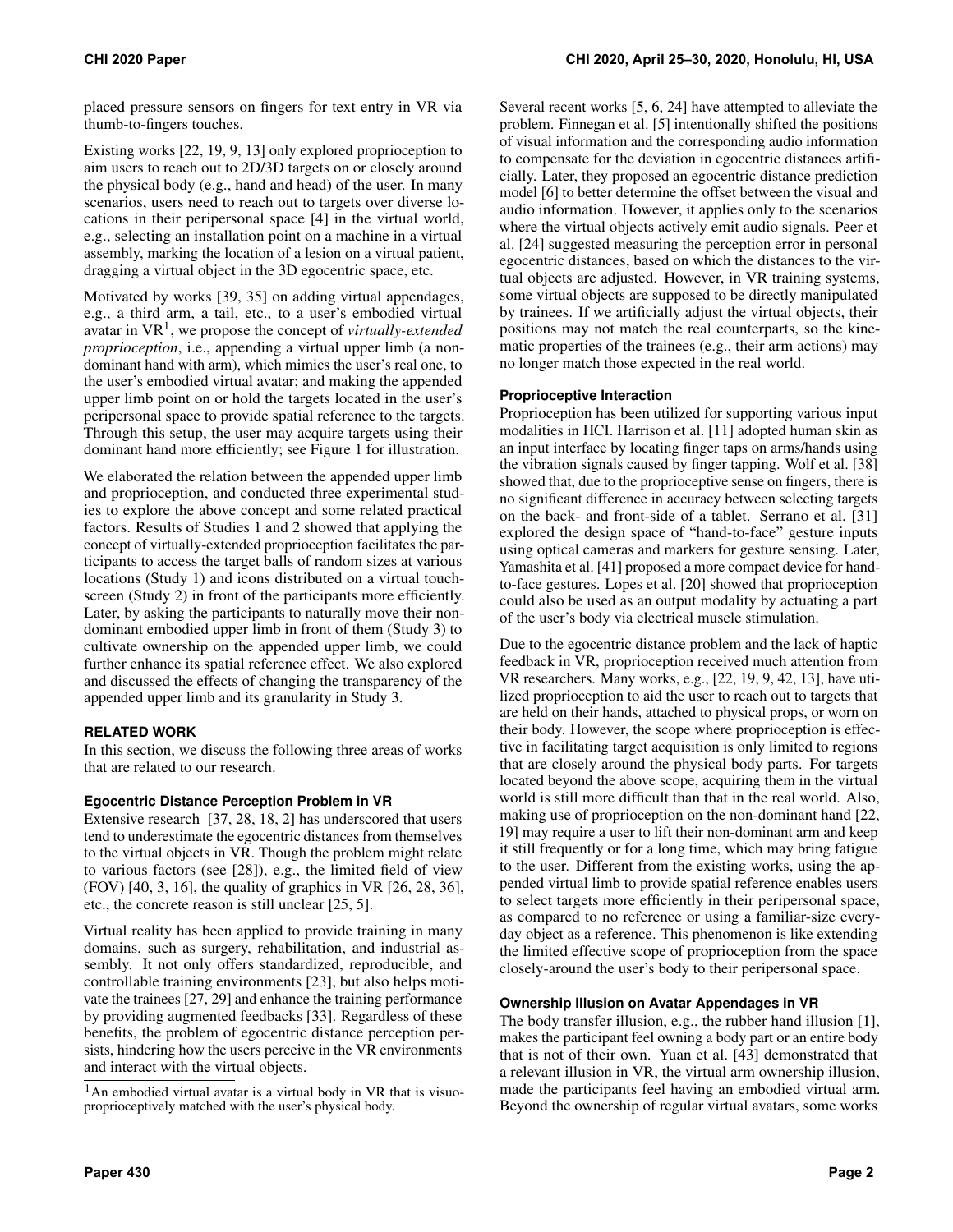placed pressure sensors on fingers for text entry in VR via thumb-to-fingers touches.

Existing works [22, 19, 9, 13] only explored proprioception to aim users to reach out to 2D/3D targets on or closely around the physical body (e.g., hand and head) of the user. In many scenarios, users need to reach out to targets over diverse locations in their peripersonal space [4] in the virtual world, e.g., selecting an installation point on a machine in a virtual assembly, marking the location of a lesion on a virtual patient, dragging a virtual object in the 3D egocentric space, etc.

Motivated by works [39, 35] on adding virtual appendages, e.g., a third arm, a tail, etc., to a user's embodied virtual avatar in VR[1], we propose the concept of *virtually-extended proprioception*, i.e., appending a virtual upper limb (a non-dominant hand with arm), which mimics the user's real one, to the user's embodied virtual avatar; and making the appended upper limb point on or hold the targets located in the user's peripersonal space to provide spatial reference to the targets. Through this setup, the user may acquire targets using their dominant hand more efficiently; see Figure 1 for illustration.

We elaborated the relation between the appended upper limb and proprioception, and conducted three experimental studies to explore the above concept and some related practical factors. Results of Studies 1 and 2 showed that applying the concept of virtually-extended proprioception facilitates the participants to access the target balls of random sizes at various locations (Study 1) and icons distributed on a virtual touchscreen (Study 2) in front of the participants more efficiently. Later, by asking the participants to naturally move their non-dominant embodied upper limb in front of them (Study 3) to cultivate ownership on the appended upper limb, we could further enhance its spatial reference effect. We also explored and discussed the effects of changing the transparency of the appended upper limb and its granularity in Study 3.

## RELATED WORK

In this section, we discuss the following three areas of works that are related to our research.

### Egocentric Distance Perception Problem in VR

Extensive research [37, 28, 18, 2] has underscored that users tend to underestimate the egocentric distances from themselves to the virtual objects in VR. Though the problem might relate to various factors (see [28]), e.g., the limited field of view (FOV) [40, 3, 16], the quality of graphics in VR [26, 28, 36], etc., the concrete reason is still unclear [25, 5].

Virtual reality has been applied to provide training in many domains, such as surgery, rehabilitation, and industrial assembly. It not only offers standardized, reproducible, and controllable training environments [23], but also helps motivate the trainees [27, 29] and enhance the training performance by providing augmented feedbacks [33]. Regardless of these benefits, the problem of egocentric distance perception persists, hindering how the users perceive in the VR environments and interact with the virtual objects.

[1] An embodied virtual avatar is a virtual body in VR that is visuo-proprioceptively matched with the user's physical body.

Several recent works [5, 6, 24] have attempted to alleviate the problem. Finnegan et al. [5] intentionally shifted the positions of visual information and the corresponding audio information to compensate for the deviation in egocentric distances artificially. Later, they proposed an egocentric distance prediction model [6] to better determine the offset between the visual and audio information. However, it applies only to the scenarios where the virtual objects actively emit audio signals. Peer et al. [24] suggested measuring the perception error in personal egocentric distances, based on which the distances to the virtual objects are adjusted. However, in VR training systems, some virtual objects are supposed to be directly manipulated by trainees. If we artificially adjust the virtual objects, their positions may not match the real counterparts, so the kinematic properties of the trainees (e.g., their arm actions) may no longer match those expected in the real world.

### Proprioceptive Interaction

Proprioception has been utilized for supporting various input modalities in HCI. Harrison et al. [11] adopted human skin as an input interface by locating finger taps on arms/hands using the vibration signals caused by finger tapping. Wolf et al. [38] showed that, due to the proprioceptive sense on fingers, there is no significant difference in accuracy between selecting targets on the back- and front-side of a tablet. Serrano et al. [31] explored the design space of "hand-to-face" gesture inputs using optical cameras and markers for gesture sensing. Later, Yamashita et al. [41] proposed a more compact device for hand-to-face gestures. Lopes et al. [20] showed that proprioception could also be used as an output modality by actuating a part of the user's body via electrical muscle stimulation.

Due to the egocentric distance problem and the lack of haptic feedback in VR, proprioception received much attention from VR researchers. Many works, e.g., [22, 19, 9, 42, 13], have utilized proprioception to aid the user to reach out to targets that are held on their hands, attached to physical props, or worn on their body. However, the scope where proprioception is effective in facilitating target acquisition is only limited to regions that are closely around the physical body parts. For targets located beyond the above scope, acquiring them in the virtual world is still more difficult than that in the real world. Also, making use of proprioception on the non-dominant hand [22, 19] may require a user to lift their non-dominant arm and keep it still frequently or for a long time, which may bring fatigue to the user. Different from the existing works, using the appended virtual limb to provide spatial reference enables users to select targets more efficiently in their peripersonal space, as compared to no reference or using a familiar-size everyday object as a reference. This phenomenon is like extending the limited effective scope of proprioception from the space closely-around the user's body to their peripersonal space.

### Ownership Illusion on Avatar Appendages in VR

The body transfer illusion, e.g., the rubber hand illusion [1], makes the participant feel owning a body part or an entire body that is not of their own. Yuan et al. [43] demonstrated that a relevant illusion in VR, the virtual arm ownership illusion, made the participants feel having an embodied virtual arm. Beyond the ownership of regular virtual avatars, some works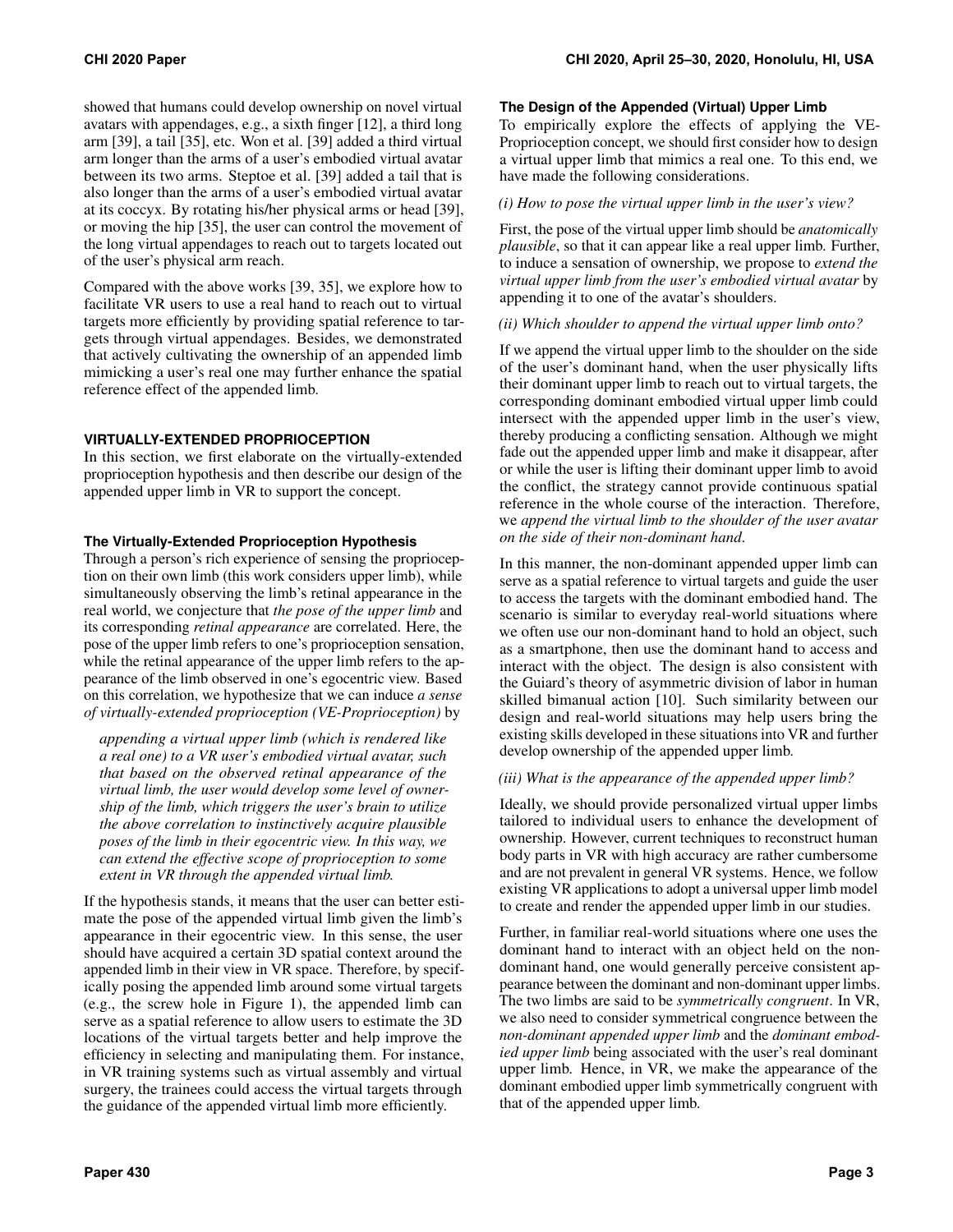showed that humans could develop ownership on novel virtual avatars with appendages, e.g., a sixth finger [12], a third long arm [39], a tail [35], etc. Won et al. [39] added a third virtual arm longer than the arms of a user's embodied virtual avatar between its two arms. Steptoe et al. [39] added a tail that is also longer than the arms of a user's embodied virtual avatar at its coccyx. By rotating his/her physical arms or head [39], or moving the hip [35], the user can control the movement of the long virtual appendages to reach out to targets located out of the user's physical arm reach.

Compared with the above works [39, 35], we explore how to facilitate VR users to use a real hand to reach out to virtual targets more efficiently by providing spatial reference to targets through virtual appendages. Besides, we demonstrated that actively cultivating the ownership of an appended limb mimicking a user's real one may further enhance the spatial reference effect of the appended limb.

## VIRTUALLY-EXTENDED PROPRIOCEPTION

In this section, we first elaborate on the virtually-extended proprioception hypothesis and then describe our design of the appended upper limb in VR to support the concept.

### The Virtually-Extended Proprioception Hypothesis

Through a person's rich experience of sensing the proprioception on their own limb (this work considers upper limb), while simultaneously observing the limb's retinal appearance in the real world, we conjecture that *the pose of the upper limb* and its corresponding *retinal appearance* are correlated. Here, the pose of the upper limb refers to one's proprioception sensation, while the retinal appearance of the upper limb refers to the appearance of the limb observed in one's egocentric view. Based on this correlation, we hypothesize that we can induce *a sense of virtually-extended proprioception (VE-Proprioception)* by

> *appending a virtual upper limb (which is rendered like a real one) to a VR user's embodied virtual avatar, such that based on the observed retinal appearance of the virtual limb, the user would develop some level of ownership of the limb, which triggers the user's brain to utilize the above correlation to instinctively acquire plausible poses of the limb in their egocentric view. In this way, we can extend the effective scope of proprioception to some extent in VR through the appended virtual limb.*

If the hypothesis stands, it means that the user can better estimate the pose of the appended virtual limb given the limb's appearance in their egocentric view. In this sense, the user should have acquired a certain 3D spatial context around the appended limb in their view in VR space. Therefore, by specifically posing the appended limb around some virtual targets (e.g., the screw hole in Figure 1), the appended limb can serve as a spatial reference to allow users to estimate the 3D locations of the virtual targets better and help improve the efficiency in selecting and manipulating them. For instance, in VR training systems such as virtual assembly and virtual surgery, the trainees could access the virtual targets through the guidance of the appended virtual limb more efficiently.

### The Design of the Appended (Virtual) Upper Limb

To empirically explore the effects of applying the VE-Proprioception concept, we should first consider how to design a virtual upper limb that mimics a real one. To this end, we have made the following considerations.

*(i) How to pose the virtual upper limb in the user's view?*

First, the pose of the virtual upper limb should be *anatomically plausible*, so that it can appear like a real upper limb. Further, to induce a sensation of ownership, we propose to *extend the virtual upper limb from the user's embodied virtual avatar* by appending it to one of the avatar's shoulders.

*(ii) Which shoulder to append the virtual upper limb onto?*

If we append the virtual upper limb to the shoulder on the side of the user's dominant hand, when the user physically lifts their dominant upper limb to reach out to virtual targets, the corresponding dominant embodied virtual upper limb could intersect with the appended upper limb in the user's view, thereby producing a conflicting sensation. Although we might fade out the appended upper limb and make it disappear, after or while the user is lifting their dominant upper limb to avoid the conflict, the strategy cannot provide continuous spatial reference in the whole course of the interaction. Therefore, we *append the virtual limb to the shoulder of the user avatar on the side of their non-dominant hand*.

In this manner, the non-dominant appended upper limb can serve as a spatial reference to virtual targets and guide the user to access the targets with the dominant embodied hand. The scenario is similar to everyday real-world situations where we often use our non-dominant hand to hold an object, such as a smartphone, then use the dominant hand to access and interact with the object. The design is also consistent with the Guiard's theory of asymmetric division of labor in human skilled bimanual action [10]. Such similarity between our design and real-world situations may help users bring the existing skills developed in these situations into VR and further develop ownership of the appended upper limb.

*(iii) What is the appearance of the appended upper limb?*

Ideally, we should provide personalized virtual upper limbs tailored to individual users to enhance the development of ownership. However, current techniques to reconstruct human body parts in VR with high accuracy are rather cumbersome and are not prevalent in general VR systems. Hence, we follow existing VR applications to adopt a universal upper limb model to create and render the appended upper limb in our studies.

Further, in familiar real-world situations where one uses the dominant hand to interact with an object held on the non-dominant hand, one would generally perceive consistent appearance between the dominant and non-dominant upper limbs. The two limbs are said to be *symmetrically congruent*. In VR, we also need to consider symmetrical congruence between the *non-dominant appended upper limb* and the *dominant embodied upper limb* being associated with the user's real dominant upper limb. Hence, in VR, we make the appearance of the dominant embodied upper limb symmetrically congruent with that of the appended upper limb.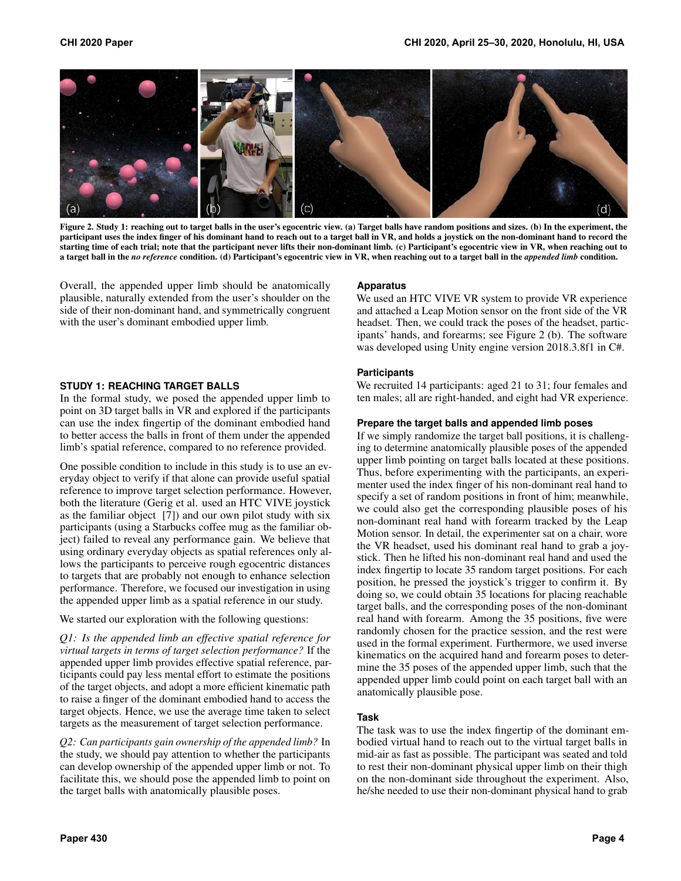Figure 2. Study 1: reaching out to target balls in the user's egocentric view. (a) Target balls have random positions and sizes. (b) In the experiment, the participant uses the index finger of his dominant hand to reach out to a target ball in VR, and holds a joystick on the non-dominant hand to record the starting time of each trial; note that the participant never lifts their non-dominant limb. (c) Participant's egocentric view in VR, when reaching out to a target ball in the *no reference* condition. (d) Participant's egocentric view in VR, when reaching out to a target ball in the *appended limb* condition.

Overall, the appended upper limb should be anatomically plausible, naturally extended from the user's shoulder on the side of their non-dominant hand, and symmetrically congruent with the user's dominant embodied upper limb.

## STUDY 1: REACHING TARGET BALLS

In the formal study, we posed the appended upper limb to point on 3D target balls in VR and explored if the participants can use the index fingertip of the dominant embodied hand to better access the balls in front of them under the appended limb's spatial reference, compared to no reference provided.

One possible condition to include in this study is to use an everyday object to verify if that alone can provide useful spatial reference to improve target selection performance. However, both the literature (Gerig et al. used an HTC VIVE joystick as the familiar object [7]) and our own pilot study with six participants (using a Starbucks coffee mug as the familiar object) failed to reveal any performance gain. We believe that using ordinary everyday objects as spatial references only allows the participants to perceive rough egocentric distances to targets that are probably not enough to enhance selection performance. Therefore, we focused our investigation in using the appended upper limb as a spatial reference in our study.

We started our exploration with the following questions:

*Q1: Is the appended limb an effective spatial reference for virtual targets in terms of target selection performance?* If the appended upper limb provides effective spatial reference, participants could pay less mental effort to estimate the positions of the target objects, and adopt a more efficient kinematic path to raise a finger of the dominant embodied hand to access the target objects. Hence, we use the average time taken to select targets as the measurement of target selection performance.

*Q2: Can participants gain ownership of the appended limb?* In the study, we should pay attention to whether the participants can develop ownership of the appended upper limb or not. To facilitate this, we should pose the appended limb to point on the target balls with anatomically plausible poses.

### Apparatus

We used an HTC VIVE VR system to provide VR experience and attached a Leap Motion sensor on the front side of the VR headset. Then, we could track the poses of the headset, participants' hands, and forearms; see Figure 2 (b). The software was developed using Unity engine version 2018.3.8f1 in C#.

### Participants

We recruited 14 participants: aged 21 to 31; four females and ten males; all are right-handed, and eight had VR experience.

### Prepare the target balls and appended limb poses

If we simply randomize the target ball positions, it is challenging to determine anatomically plausible poses of the appended upper limb pointing on target balls located at these positions. Thus, before experimenting with the participants, an experimenter used the index finger of his non-dominant real hand to specify a set of random positions in front of him; meanwhile, we could also get the corresponding plausible poses of his non-dominant real hand with forearm tracked by the Leap Motion sensor. In detail, the experimenter sat on a chair, wore the VR headset, used his dominant real hand to grab a joystick. Then he lifted his non-dominant real hand and used the index fingertip to locate 35 random target positions. For each position, he pressed the joystick's trigger to confirm it. By doing so, we could obtain 35 locations for placing reachable target balls, and the corresponding poses of the non-dominant real hand with forearm. Among the 35 positions, five were randomly chosen for the practice session, and the rest were used in the formal experiment. Furthermore, we used inverse kinematics on the acquired hand and forearm poses to determine the 35 poses of the appended upper limb, such that the appended upper limb could point on each target ball with an anatomically plausible pose.

### Task

The task was to use the index fingertip of the dominant embodied hand to reach out to the virtual target balls in mid-air as fast as possible. The participant was seated and told to rest their non-dominant physical upper limb on their thigh on the non-dominant side throughout the experiment. Also, he/she needed to use their non-dominant physical hand to grab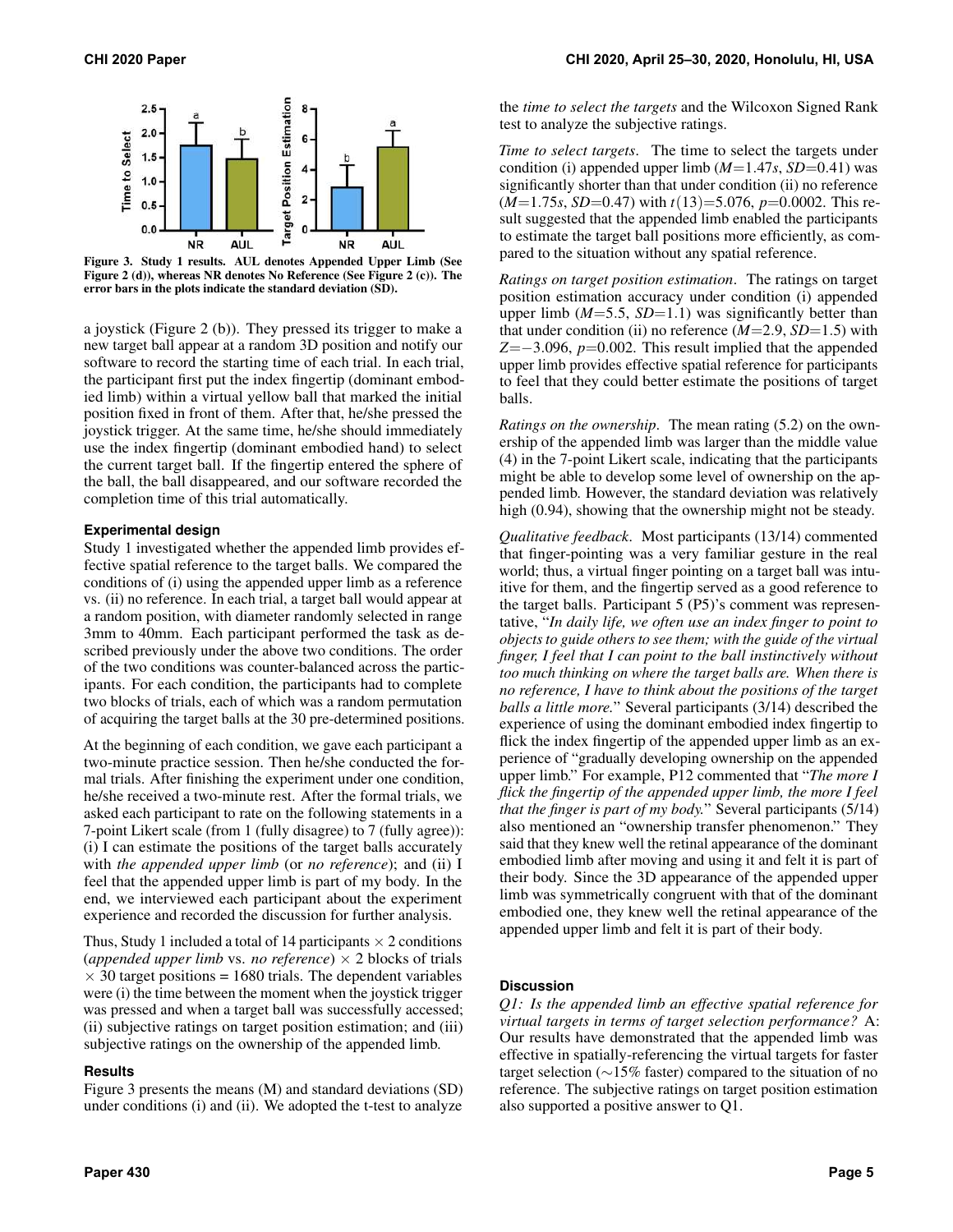Figure 3. Study 1 results. AUL denotes Appended Upper Limb (See Figure 2 (d)), whereas NR denotes No Reference (See Figure 2 (c)). The error bars in the plots indicate the standard deviation (SD).

a joystick (Figure 2 (b)). They pressed its trigger to make a new target ball appear at a random 3D position and notify our software to record the starting time of each trial. In each trial, the participant first put the index fingertip (dominant embodied limb) within a virtual yellow ball that marked the initial position fixed in front of them. After that, he/she pressed the joystick trigger. At the same time, he/she should immediately use the index fingertip (dominant embodied hand) to select the current target ball. If the fingertip entered the sphere of the ball, the ball disappeared, and our software recorded the completion time of this trial automatically.

### Experimental design

Study 1 investigated whether the appended limb provides effective spatial reference to the target balls. We compared the conditions of (i) using the appended upper limb as a reference vs. (ii) no reference. In each trial, a target ball would appear at a random position, with diameter randomly selected in range 3mm to 40mm. Each participant performed the task as described previously under the above two conditions. The order of the two conditions was counter-balanced across the participants. For each condition, the participants had to complete two blocks of trials, each of which was a random permutation of acquiring the target balls at the 30 pre-determined positions.

At the beginning of each condition, we gave each participant a two-minute practice session. Then he/she conducted the formal trials. After finishing the experiment under one condition, he/she received a two-minute rest. After the formal trials, we asked each participant to rate on the following statements in a 7-point Likert scale (from 1 (fully disagree) to 7 (fully agree)): (i) I can estimate the positions of the target balls accurately with *the appended upper limb* (or *no reference*); and (ii) I feel that the appended upper limb is part of my body. In the end, we interviewed each participant about the experiment experience and recorded the discussion for further analysis.

Thus, Study 1 included a total of 14 participants $\times$ 2 conditions (*appended upper limb* vs. *no reference*) $\times$ 2 blocks of trials $\times$ 30 target positions = 1680 trials. The dependent variables were (i) the time between the moment when the joystick trigger was pressed and when a target ball was successfully accessed; (ii) subjective ratings on target position estimation; and (iii) subjective ratings on the ownership of the appended limb.

### Results

Figure 3 presents the means (M) and standard deviations (SD) under conditions (i) and (ii). We adopted the t-test to analyze the *time to select the targets* and the Wilcoxon Signed Rank test to analyze the subjective ratings.

*Time to select targets*. The time to select the targets under condition (i) appended upper limb ($M$=1.47$s$, $SD$=0.41) was significantly shorter than that under condition (ii) no reference ($M$=1.75$s$, $SD$=0.47) with $t(13)=5.076$, $p=0.0002$. This result suggested that the appended limb enabled the participants to estimate the target ball positions more efficiently, as compared to the situation without any spatial reference.

*Ratings on target position estimation*. The ratings on target position estimation accuracy under condition (i) appended upper limb ($M$=5.5, $SD$=1.1) was significantly better than that under condition (ii) no reference ($M$=2.9, $SD$=1.5) with $Z=-3.096$, $p=0.002$. This result implied that the appended upper limb provides effective spatial reference for participants to feel that they could better estimate the positions of target balls.

*Ratings on the ownership*. The mean rating (5.2) on the ownership of the appended limb was larger than the middle value (4) in the 7-point Likert scale, indicating that the participants might be able to develop some level of ownership on the appended limb. However, the standard deviation was relatively high (0.94), showing that the ownership might not be steady.

*Qualitative feedback*. Most participants (13/14) commented that finger-pointing was a very familiar gesture in the real world; thus, a virtual finger pointing on a target ball was intuitive for them, and the fingertip served as a good reference to the target balls. Participant 5 (P5)'s comment was representative, "*In daily life, we often use an index finger to point to objects to guide others to see them; with the guide of the virtual finger, I feel that I can point to the ball instinctively without too much thinking on where the target balls are. When there is no reference, I have to think about the positions of the target balls a little more.*" Several participants (3/14) described the experience of using the dominant embodied index fingertip to flick the index fingertip of the appended upper limb as an experience of "gradually developing ownership on the appended upper limb." For example, P12 commented that "*The more I flick the fingertip of the appended upper limb, the more I feel that the finger is part of my body.*" Several participants (5/14) also mentioned an "ownership transfer phenomenon." They said that they knew well the retinal appearance of the dominant embodied limb after moving and using it and felt it is part of their body. Since the 3D appearance of the appended upper limb was symmetrically congruent with that of the dominant embodied one, they knew well the retinal appearance of the appended upper limb and felt it is part of their body.

### Discussion

*Q1: Is the appended limb an effective spatial reference for virtual targets in terms of target selection performance?* A: Our results have demonstrated that the appended limb was effective in spatially-referencing the virtual targets for faster target selection ($\sim$15% faster) compared to the situation of no reference. The subjective ratings on target position estimation also supported a positive answer to Q1.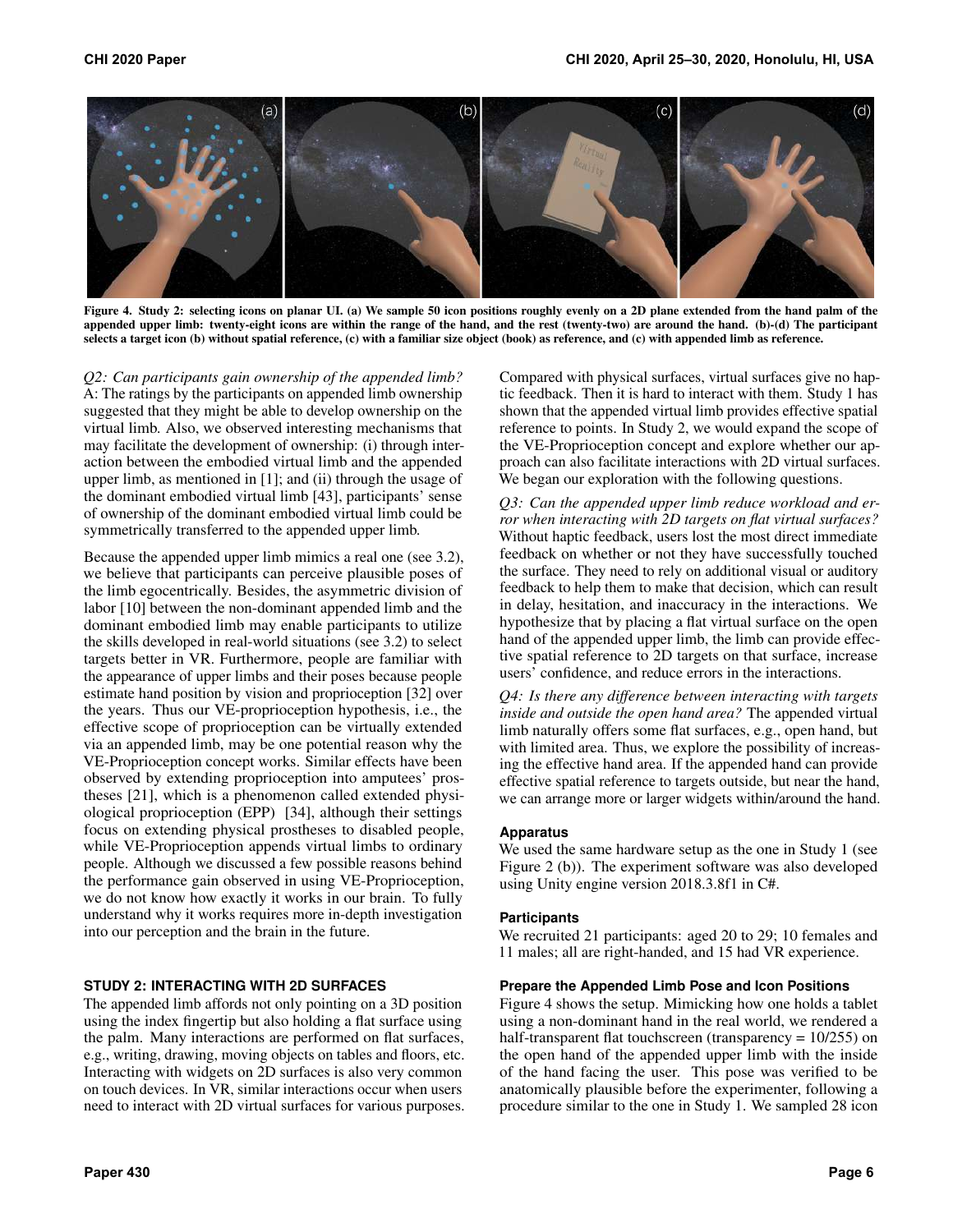Figure 4. Study 2: selecting icons on planar UI. (a) We sample 50 icon positions roughly evenly on a 2D plane extended from the hand palm of the appended upper limb: twenty-eight icons are within the range of the hand, and the rest (twenty-two) are around the hand. (b)-(d) The participant selects a target icon (b) without spatial reference, (c) with a familiar size object (book) as reference, and (c) with appended limb as reference.

*Q2: Can participants gain ownership of the appended limb?* A: The ratings by the participants on appended limb ownership suggested that they might be able to develop ownership on the virtual limb. Also, we observed interesting mechanisms that may facilitate the development of ownership: (i) through interaction between the embodied virtual limb and the appended upper limb, as mentioned in [1]; and (ii) through the usage of the dominant embodied virtual limb [43], participants' sense of ownership of the dominant embodied virtual limb could be symmetrically transferred to the appended upper limb.

Because the appended upper limb mimics a real one (see 3.2), we believe that participants can perceive plausible poses of the limb egocentrically. Besides, the asymmetric division of labor [10] between the non-dominant appended limb and the dominant embodied limb may enable participants to utilize the skills developed in real-world situations (see 3.2) to select targets better in VR. Furthermore, people are familiar with the appearance of upper limbs and their poses because people estimate hand position by vision and proprioception [32] over the years. Thus our VE-proprioception hypothesis, i.e., the effective scope of proprioception can be virtually extended via an appended limb, may be one potential reason why the VE-Proprioception concept works. Similar effects have been observed by extending proprioception into amputees' prostheses [21], which is a phenomenon called extended physiological proprioception (EPP) [34], although their settings focus on extending physical prostheses to disabled people, while VE-Proprioception appends virtual limbs to ordinary people. Although we discussed a few possible reasons behind the performance gain observed in using VE-Proprioception, we do not know how exactly it works in our brain. To fully understand why it works requires more in-depth investigation into our perception and the brain in the future.

## STUDY 2: INTERACTING WITH 2D SURFACES

The appended limb affords not only pointing on a 3D position using the index fingertip but also holding a flat surface using the palm. Many interactions are performed on flat surfaces, e.g., writing, drawing, moving objects on tables and floors, etc. Interacting with widgets on 2D surfaces is also very common on touch devices. In VR, similar interactions occur when users need to interact with 2D virtual surfaces for various purposes. Compared with physical surfaces, virtual surfaces give no haptic feedback. Then it is hard to interact with them. Study 1 has shown that the appended virtual limb provides effective spatial reference to points. In Study 2, we would expand the scope of the VE-Proprioception concept and explore whether our approach can also facilitate interactions with 2D virtual surfaces. We began our exploration with the following questions.

*Q3: Can the appended upper limb reduce workload and error when interacting with 2D targets on flat virtual surfaces?* Without haptic feedback, users lost the most direct immediate feedback on whether or not they have successfully touched the surface. They need to rely on additional visual or auditory feedback to help them to make that decision, which can result in delay, hesitation, and inaccuracy in the interactions. We hypothesize that by placing a flat virtual surface on the open hand of the appended upper limb, the limb can provide effective spatial reference to 2D targets on that surface, increase users' confidence, and reduce errors in the interactions.

*Q4: Is there any difference between interacting with targets inside and outside the open hand area?* The appended virtual limb naturally offers some flat surfaces, e.g., open hand, but with limited area. Thus, we explore the possibility of increasing the effective hand area. If the appended hand can provide effective spatial reference to targets outside, but near the hand, we can arrange more or larger widgets within/around the hand.

### Apparatus

We used the same hardware setup as the one in Study 1 (see Figure 2 (b)). The experiment software was also developed using Unity engine version 2018.3.8f1 in C#.

### Participants

We recruited 21 participants: aged 20 to 29; 10 females and 11 males; all are right-handed, and 15 had VR experience.

### Prepare the Appended Limb Pose and Icon Positions

Figure 4 shows the setup. Mimicking how one holds a tablet using a non-dominant hand in the real world, we rendered a half-transparent flat touchscreen (transparency = 10/255) on the open hand of the appended upper limb with the inside of the hand facing the user. This pose was verified to be anatomically plausible before the experimenter, following a procedure similar to the one in Study 1. We sampled 28 icon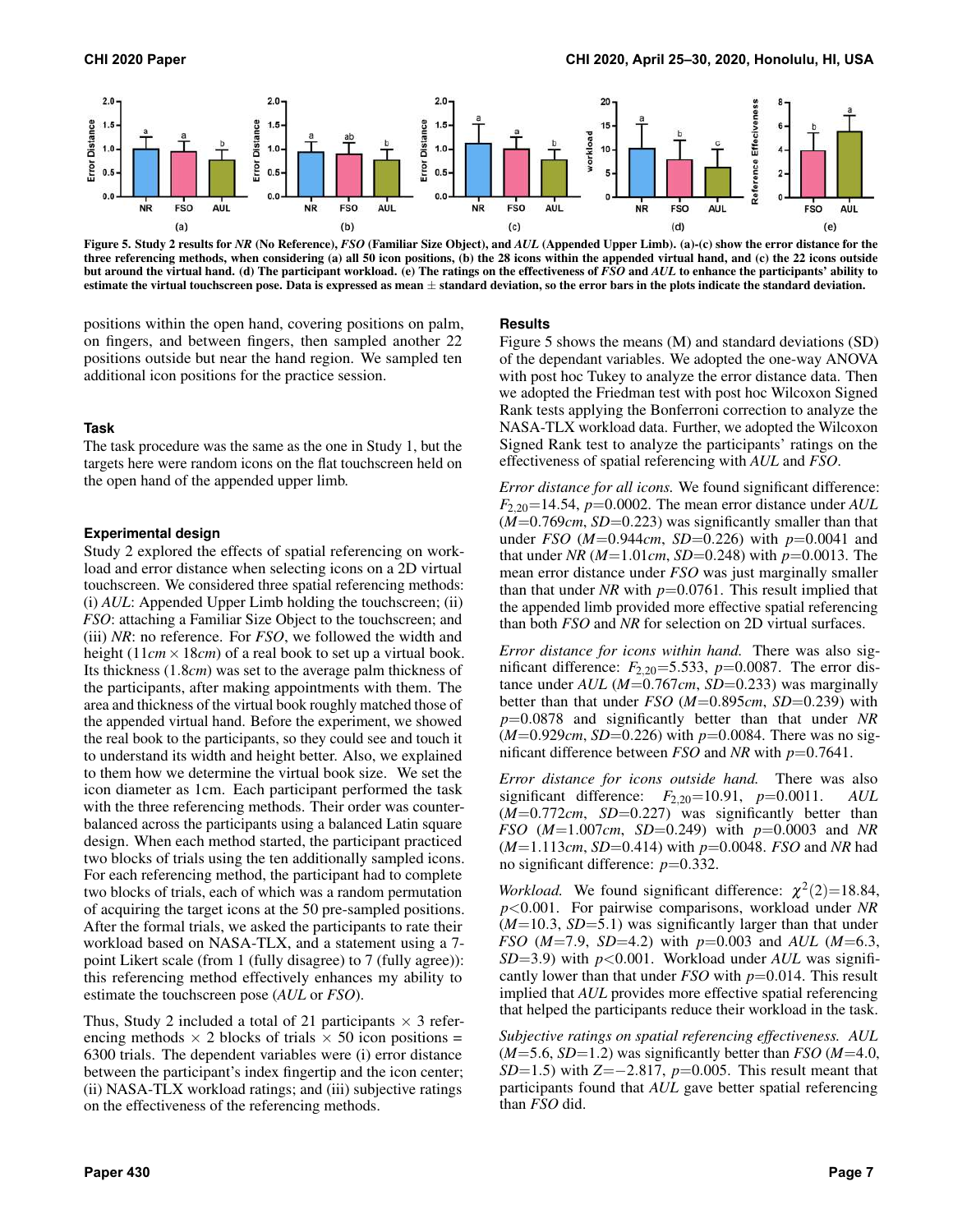Figure 5. Study 2 results for *NR* (No Reference), *FSO* (Familiar Size Object), and *AUL* (Appended Upper Limb). (a)-(c) show the error distance for the three referencing methods, when considering (a) all 50 icon positions, (b) the 28 icons within the appended virtual hand, and (c) the 22 icons outside but around the virtual hand. (d) The participant workload. (e) The ratings on the effectiveness of *FSO* and *AUL* to enhance the participants' ability to estimate the virtual touchscreen pose. Data is expressed as mean ± standard deviation, so the error bars in the plots indicate the standard deviation.

positions within the open hand, covering positions on palm, on fingers, and between fingers, then sampled another 22 positions outside but near the hand region. We sampled ten additional icon positions for the practice session.

### Task

The task procedure was the same as the one in Study 1, but the targets here were random icons on the flat touchscreen held on the open hand of the appended upper limb.

### Experimental design

Study 2 explored the effects of spatial referencing on workload and error distance when selecting icons on a 2D virtual touchscreen. We considered three spatial referencing methods: (i) *AUL*: Appended Upper Limb holding the touchscreen; (ii) *FSO*: attaching a Familiar Size Object to the touchscreen; and (iii) *NR*: no reference. For *FSO*, we followed the width and height ($11cm \times 18cm$) of a real book to set up a virtual book. Its thickness ($1.8cm$) was set to the average palm thickness of the participants, after making appointments with them. The area and thickness of the virtual book roughly matched those of the appended virtual hand. Before the experiment, we showed the real book to the participants, so they could see and touch it to understand its width and height better. Also, we explained to them how we determine the virtual book size. We set the icon diameter as 1cm. Each participant performed the task with the three referencing methods. Their order was counterbalanced across the participants using a balanced Latin square design. When each method started, the participant practiced two blocks of trials using the ten additionally sampled icons. For each referencing method, the participant had to complete two blocks of trials, each of which was a random permutation of acquiring the target icons at the 50 pre-sampled positions. After the formal trials, we asked the participants to rate their workload based on NASA-TLX, and a statement using a 7-point Likert scale (from 1 (fully disagree) to 7 (fully agree)): this referencing method effectively enhances my ability to estimate the touchscreen pose (*AUL* or *FSO*).

Thus, Study 2 included a total of 21 participants × 3 referencing methods × 2 blocks of trials × 50 icon positions = 6300 trials. The dependent variables were (i) error distance between the participant's index fingertip and the icon center; (ii) NASA-TLX workload ratings; and (iii) subjective ratings on the effectiveness of the referencing methods.

### Results

Figure 5 shows the means (M) and standard deviations (SD) of the dependant variables. We adopted the one-way ANOVA with post hoc Tukey to analyze the error distance data. Then we adopted the Friedman test with post hoc Wilcoxon Signed Rank tests applying the Bonferroni correction to analyze the NASA-TLX workload data. Further, we adopted the Wilcoxon Signed Rank test to analyze the participants' ratings on the effectiveness of spatial referencing with *AUL* and *FSO*.

*Error distance for all icons.* We found significant difference: $F_{2,20}=14.54$, $p=0.0002$. The mean error distance under *AUL* ($M=0.769cm$, $SD=0.223$) was significantly smaller than that under *FSO* ($M=0.944cm$, $SD=0.226$) with $p=0.0041$ and that under *NR* ($M=1.01cm$, $SD=0.248$) with $p=0.0013$. The mean error distance under *FSO* was just marginally smaller than that under *NR* with $p=0.0761$. This result implied that the appended limb provided more effective spatial referencing than both *FSO* and *NR* for selection on 2D virtual surfaces.

*Error distance for icons within hand.* There was also significant difference: $F_{2,20}=5.533$, $p=0.0087$. The error distance under *AUL* ($M=0.767cm$, $SD=0.233$) was marginally better than that under *FSO* ($M=0.895cm$, $SD=0.239$) with $p=0.0878$ and significantly better than that under *NR* ($M=0.929cm$, $SD=0.226$) with $p=0.0084$. There was no significant difference between *FSO* and *NR* with $p=0.7641$.

*Error distance for icons outside hand.* There was also significant difference: $F_{2,20}=10.91$, $p=0.0011$. *AUL* ($M=0.772cm$, $SD=0.227$) was significantly better than *FSO* ($M=1.007cm$, $SD=0.249$) with $p=0.0003$ and *NR* ($M=1.113cm$, $SD=0.414$) with $p=0.0048$. *FSO* and *NR* had no significant difference: $p=0.332$.

*Workload.* We found significant difference: $\chi^2(2)=18.84$, $p<0.001$. For pairwise comparisons, workload under *NR* ($M=10.3$, $SD=5.1$) was significantly larger than that under *FSO* ($M=7.9$, $SD=4.2$) with $p=0.003$ and *AUL* ($M=6.3$, $SD=3.9$) with $p<0.001$. Workload under *AUL* was significantly lower than that under *FSO* with $p=0.014$. This result implied that *AUL* provides more effective spatial referencing that helped the participants reduce their workload in the task.

*Subjective ratings on spatial referencing effectiveness.* *AUL* ($M=5.6$, $SD=1.2$) was significantly better than *FSO* ($M=4.0$, $SD=1.5$) with $Z=-2.817$, $p=0.005$. This result meant that participants found that *AUL* gave better spatial referencing than *FSO* did.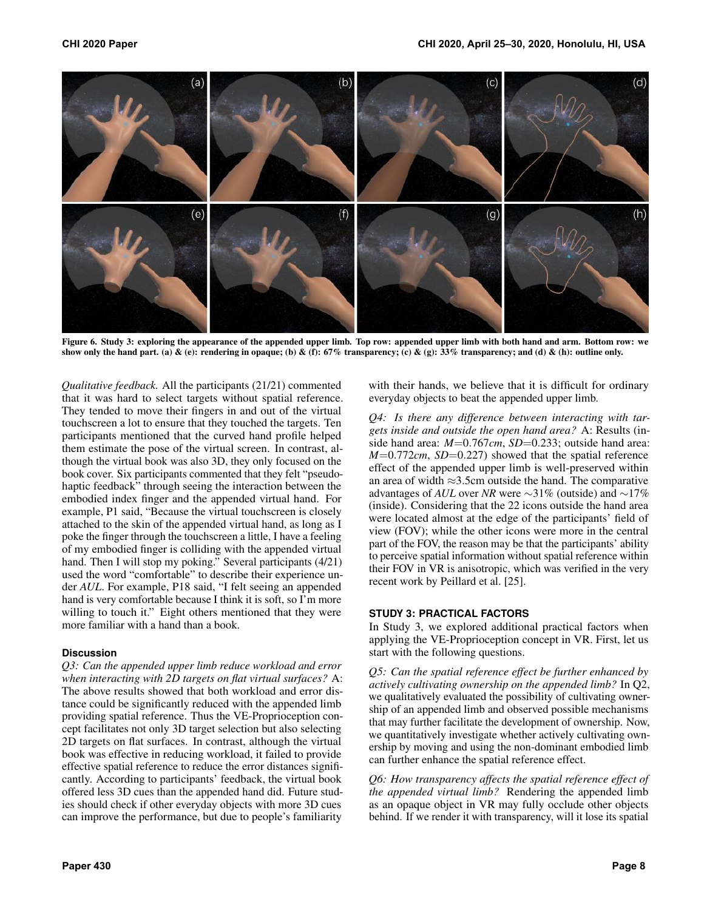Figure 6. Study 3: exploring the appearance of the appended upper limb. Top row: appended upper limb with both hand and arm. Bottom row: we show only the hand part. (a) & (e): rendering in opaque; (b) & (f): 67% transparency; (c) & (g): 33% transparency; and (d) & (h): outline only.

*Qualitative feedback.* All the participants (21/21) commented that it was hard to select targets without spatial reference. They tended to move their fingers in and out of the virtual touchscreen a lot to ensure that they touched the targets. Ten participants mentioned that the curved hand profile helped them estimate the pose of the virtual screen. In contrast, although the virtual book was also 3D, they only focused on the book cover. Six participants commented that they felt "pseudo-haptic feedback" through seeing the interaction between the embodied index finger and the appended virtual hand. For example, P1 said, "Because the virtual touchscreen is closely attached to the skin of the appended virtual hand, as long as I poke the finger through the touchscreen a little, I have a feeling of my embodied finger is colliding with the appended virtual hand. Then I will stop my poking." Several participants (4/21) used the word "comfortable" to describe their experience under *AUL*. For example, P18 said, "I felt seeing an appended hand is very comfortable because I think it is soft, so I'm more willing to touch it." Eight others mentioned that they were more familiar with a hand than a book.

### Discussion

*Q3: Can the appended upper limb reduce workload and error when interacting with 2D targets on flat virtual surfaces?* A: The above results showed that both workload and error distance could be significantly reduced with the appended limb providing spatial reference. Thus the VE-Proprioception concept facilitates not only 3D target selection but also selecting 2D targets on flat surfaces. In contrast, although the virtual book was effective in reducing workload, it failed to provide effective spatial reference to reduce the error distances significantly. According to participants' feedback, the virtual book offered less 3D cues than the appended hand did. Future studies should check if other everyday objects with more 3D cues can improve the performance, but due to people's familiarity with their hands, we believe that it is difficult for ordinary everyday objects to beat the appended upper limb.

*Q4: Is there any difference between interacting with targets inside and outside the open hand area?* A: Results (inside hand area: $M$=0.767$cm$, $SD$=0.233; outside hand area: $M$=0.772$cm$, $SD$=0.227) showed that the spatial reference effect of the appended upper limb is well-preserved within an area of width ≈3.5cm outside the hand. The comparative advantages of *AUL* over *NR* were ∼31% (outside) and ∼17% (inside). Considering that the 22 icons outside the hand area were located almost at the edge of the participants' field of view (FOV); while the other icons were more in the central part of the FOV, the reason may be that the participants' ability to perceive spatial information without spatial reference within their FOV in VR is anisotropic, which was verified in the very recent work by Peillard et al. [25].

## STUDY 3: PRACTICAL FACTORS

In Study 3, we explored additional practical factors when applying the VE-Proprioception concept in VR. First, let us start with the following questions.

*Q5: Can the spatial reference effect be further enhanced by actively cultivating ownership on the appended limb?* In Q2, we qualitatively evaluated the possibility of cultivating ownership of an appended limb and observed possible mechanisms that may further facilitate the development of ownership. Now, we quantitatively investigate whether actively cultivating ownership by moving and using the non-dominant embodied limb can further enhance the spatial reference effect.

*Q6: How transparency affects the spatial reference effect of the appended virtual limb?* Rendering the appended limb as an opaque object in VR may fully occlude other objects behind. If we render it with transparency, will it lose its spatial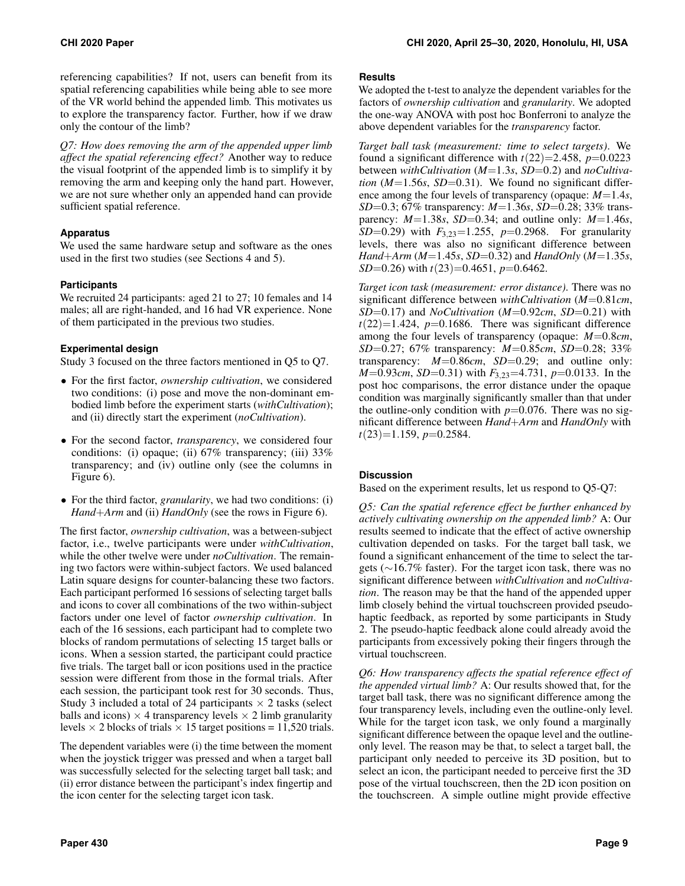referencing capabilities? If not, users can benefit from its spatial referencing capabilities while being able to see more of the VR world behind the appended limb. This motivates us to explore the transparency factor. Further, how if we draw only the contour of the limb?

*Q7: How does removing the arm of the appended upper limb affect the spatial referencing effect?* Another way to reduce the visual footprint of the appended limb is to simplify it by removing the arm and keeping only the hand part. However, we are not sure whether only an appended hand can provide sufficient spatial reference.

### Apparatus

We used the same hardware setup and software as the ones used in the first two studies (see Sections 4 and 5).

### Participants

We recruited 24 participants: aged 21 to 27; 10 females and 14 males; all are right-handed, and 16 had VR experience. None of them participated in the previous two studies.

### Experimental design

Study 3 focused on the three factors mentioned in Q5 to Q7.

- For the first factor, *ownership cultivation*, we considered two conditions: (i) pose and move the non-dominant embodied limb before the experiment starts (*withCultivation*); and (ii) directly start the experiment (*noCultivation*).
- For the second factor, *transparency*, we considered four conditions: (i) opaque; (ii) 67% transparency; (iii) 33% transparency; and (iv) outline only (see the columns in Figure 6).
- For the third factor, *granularity*, we had two conditions: (i) *Hand+Arm* and (ii) *HandOnly* (see the rows in Figure 6).

The first factor, *ownership cultivation*, was a between-subject factor, i.e., twelve participants were under *withCultivation*, while the other twelve were under *noCultivation*. The remaining two factors were within-subject factors. We used balanced Latin square designs for counter-balancing these two factors. Each participant performed 16 sessions of selecting target balls and icons to cover all combinations of the two within-subject factors under one level of factor *ownership cultivation*. In each of the 16 sessions, each participant had to complete two blocks of random permutations of selecting 15 target balls or icons. When a session started, the participant could practice five trials. The target ball or icon positions used in the practice session were different from those in the formal trials. After each session, the participant took rest for 30 seconds. Thus, Study 3 included a total of 24 participants $\times$ 2 tasks (select balls and icons) $\times$ 4 transparency levels $\times$ 2 limb granularity levels $\times$ 2 blocks of trials $\times$ 15 target positions = 11,520 trials.

The dependent variables were (i) the time between the moment when the joystick trigger was pressed and when a target ball was successfully selected for the selecting target ball task; and (ii) error distance between the participant's index fingertip and the icon center for the selecting target icon task.

### Results

We adopted the t-test to analyze the dependent variables for the factors of *ownership cultivation* and *granularity*. We adopted the one-way ANOVA with post hoc Bonferroni to analyze the above dependent variables for the *transparency* factor.

*Target ball task (measurement: time to select targets).* We found a significant difference with $t(22)=2.458$, $p=0.0223$ between *withCultivation* ($M=1.3s$, $SD=0.2$) and *noCultivation* ($M=1.56s$, $SD=0.31$). We found no significant difference among the four levels of transparency (opaque: $M=1.4s$, $SD=0.3$; 67% transparency: $M=1.36s$, $SD=0.28$; 33% transparency: $M=1.38s$, $SD=0.34$; and outline only: $M=1.46s$, $SD=0.29$) with $F_{3,23}=1.255$, $p=0.2968$. For granularity levels, there was also no significant difference between *Hand+Arm* ($M=1.45s$, $SD=0.32$) and *HandOnly* ($M=1.35s$, $SD=0.26$) with $t(23)=0.4651$, $p=0.6462$.

*Target icon task (measurement: error distance).* There was no significant difference between *withCultivation* ($M=0.81cm$, $SD=0.17$) and *NoCultivation* ($M=0.92cm$, $SD=0.21$) with $t(22)=1.424$, $p=0.1686$. There was significant difference among the four levels of transparency (opaque: $M=0.8cm$, $SD=0.27$; 67% transparency: $M=0.85cm$, $SD=0.28$; 33% transparency: $M=0.86cm$, $SD=0.29$; and outline only: $M=0.93cm$, $SD=0.31$) with $F_{3,23}=4.731$, $p=0.0133$. In the post hoc comparisons, the error distance under the opaque condition was marginally significantly smaller than that under the outline-only condition with $p=0.076$. There was no significant difference between *Hand+Arm* and *HandOnly* with $t(23)=1.159$, $p=0.2584$.

### Discussion

Based on the experiment results, let us respond to Q5-Q7:

*Q5: Can the spatial reference effect be further enhanced by actively cultivating ownership on the appended limb?* A: Our results seemed to indicate that the effect of active ownership cultivation depended on tasks. For the target ball task, we found a significant enhancement of the time to select the targets (~16.7% faster). For the target icon task, there was no significant difference between *withCultivation* and *noCultivation*. The reason may be that the hand of the appended upper limb closely behind the virtual touchscreen provided pseudo-haptic feedback, as reported by some participants in Study 2. The pseudo-haptic feedback alone could already avoid the participants from excessively poking their fingers through the virtual touchscreen.

*Q6: How transparency affects the spatial reference effect of the appended virtual limb?* A: Our results showed that, for the target ball task, there was no significant difference among the four transparency levels, including even the outline-only level. While for the target icon task, we only found a marginally significant difference between the opaque level and the outline-only level. The reason may be that, to select a target ball, the participant only needed to perceive its 3D position, but to select an icon, the participant needed to perceive first the 3D pose of the virtual touchscreen, then the 2D icon position on the touchscreen. A simple outline might provide effective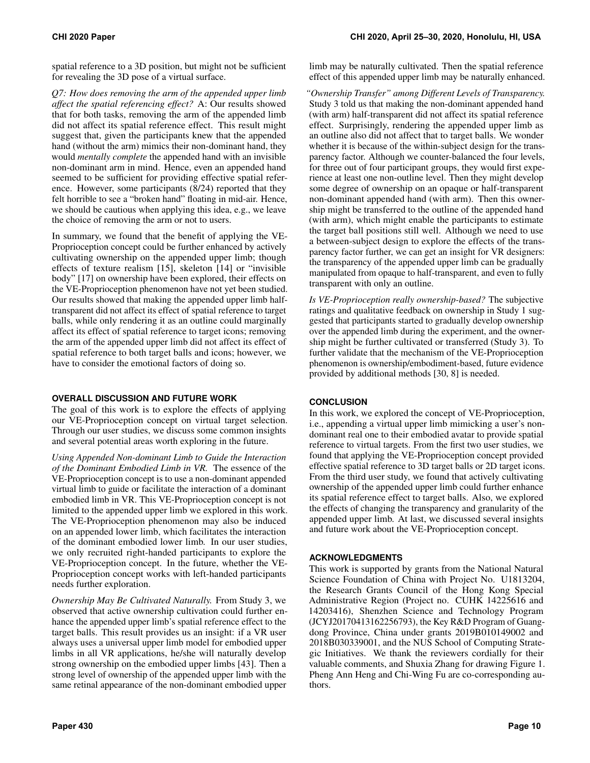spatial reference to a 3D position, but might not be sufficient for revealing the 3D pose of a virtual surface.

*Q7: How does removing the arm of the appended upper limb affect the spatial referencing effect?* A: Our results showed that for both tasks, removing the arm of the appended limb did not affect its spatial reference effect. This result might suggest that, given the participants knew that the appended hand (without the arm) mimics their non-dominant hand, they would *mentally complete* the appended hand with an invisible non-dominant arm in mind. Hence, even an appended hand seemed to be sufficient for providing effective spatial reference. However, some participants (8/24) reported that they felt horrible to see a "broken hand" floating in mid-air. Hence, we should be cautious when applying this idea, e.g., we leave the choice of removing the arm or not to users.

In summary, we found that the benefit of applying the VE-Proprioception concept could be further enhanced by actively cultivating ownership on the appended upper limb; though effects of texture realism [15], skeleton [14] or "invisible body" [17] on ownership have been explored, their effects on the VE-Proprioception phenomenon have not yet been studied. Our results showed that making the appended upper limb half-transparent did not affect its effect of spatial reference to target balls, while only rendering it as an outline could marginally affect its effect of spatial reference to target icons; removing the arm of the appended upper limb did not affect its effect of spatial reference to both target balls and icons; however, we have to consider the emotional factors of doing so.

## OVERALL DISCUSSION AND FUTURE WORK

The goal of this work is to explore the effects of applying our VE-Proprioception concept on virtual target selection. Through our user studies, we discuss some common insights and several potential areas worth exploring in the future.

*Using Appended Non-dominant Limb to Guide the Interaction of the Dominant Embodied Limb in VR.* The essence of the VE-Proprioception concept is to use a non-dominant appended virtual limb to guide or facilitate the interaction of a dominant embodied limb in VR. This VE-Proprioception concept is not limited to the appended upper limb we explored in this work. The VE-Proprioception phenomenon may also be induced on an appended lower limb, which facilitates the interaction of the dominant embodied lower limb. In our user studies, we only recruited right-handed participants to explore the VE-Proprioception concept. In the future, whether the VE-Proprioception concept works with left-handed participants needs further exploration.

*Ownership May Be Cultivated Naturally.* From Study 3, we observed that active ownership cultivation could further enhance the appended upper limb's spatial reference effect to the target balls. This result provides us an insight: if a VR user always uses a universal upper limb model for embodied upper limbs in all VR applications, he/she will naturally develop strong ownership on the embodied upper limbs [43]. Then a strong level of ownership of the appended upper limb with the same retinal appearance of the non-dominant embodied upper limb may be naturally cultivated. Then the spatial reference effect of this appended upper limb may be naturally enhanced.

*"Ownership Transfer" among Different Levels of Transparency.* Study 3 told us that making the non-dominant appended hand (with arm) half-transparent did not affect its spatial reference effect. Surprisingly, rendering the appended upper limb as an outline also did not affect that to target balls. We wonder whether it is because of the within-subject design for the transparency factor. Although we counter-balanced the four levels, for three out of four participant groups, they would first experience at least one non-outline level. Then they might develop some degree of ownership on an opaque or half-transparent non-dominant appended hand (with arm). Then this ownership might be transferred to the outline of the appended hand (with arm), which might enable the participants to estimate the target ball positions still well. Although we need to use a between-subject design to explore the effects of the transparency factor further, we can get an insight for VR designers: the transparency of the appended upper limb can be gradually manipulated from opaque to half-transparent, and even to fully transparent with only an outline.

*Is VE-Proprioception really ownership-based?* The subjective ratings and qualitative feedback on ownership in Study 1 suggested that participants started to gradually develop ownership over the appended limb during the experiment, and the ownership might be further cultivated or transferred (Study 3). To further validate that the mechanism of the VE-Proprioception phenomenon is ownership/embodiment-based, future evidence provided by additional methods [30, 8] is needed.

## CONCLUSION

In this work, we explored the concept of VE-Proprioception, i.e., appending a virtual upper limb mimicking a user's non-dominant real one to their embodied avatar to provide spatial reference to virtual targets. From the first two user studies, we found that applying the VE-Proprioception concept provided effective spatial reference to 3D target balls or 2D target icons. From the third user study, we found that actively cultivating ownership of the appended upper limb could further enhance its spatial reference effect to target balls. Also, we explored the effects of changing the transparency and granularity of the appended upper limb. At last, we discussed several insights and future work about the VE-Proprioception concept.

## ACKNOWLEDGMENTS

This work is supported by grants from the National Natural Science Foundation of China with Project No. U1813204, the Research Grants Council of the Hong Kong Special Administrative Region (Project no. CUHK 14225616 and 14203416), Shenzhen Science and Technology Program (JCYJ20170413162256793), the Key R&D Program of Guangdong Province, China under grants 2019B010149002 and 2018B030339001, and the NUS School of Computing Strategic Initiatives. We thank the reviewers cordially for their valuable comments, and Shuxia Zhang for drawing Figure 1. Pheng Ann Heng and Chi-Wing Fu are co-corresponding authors.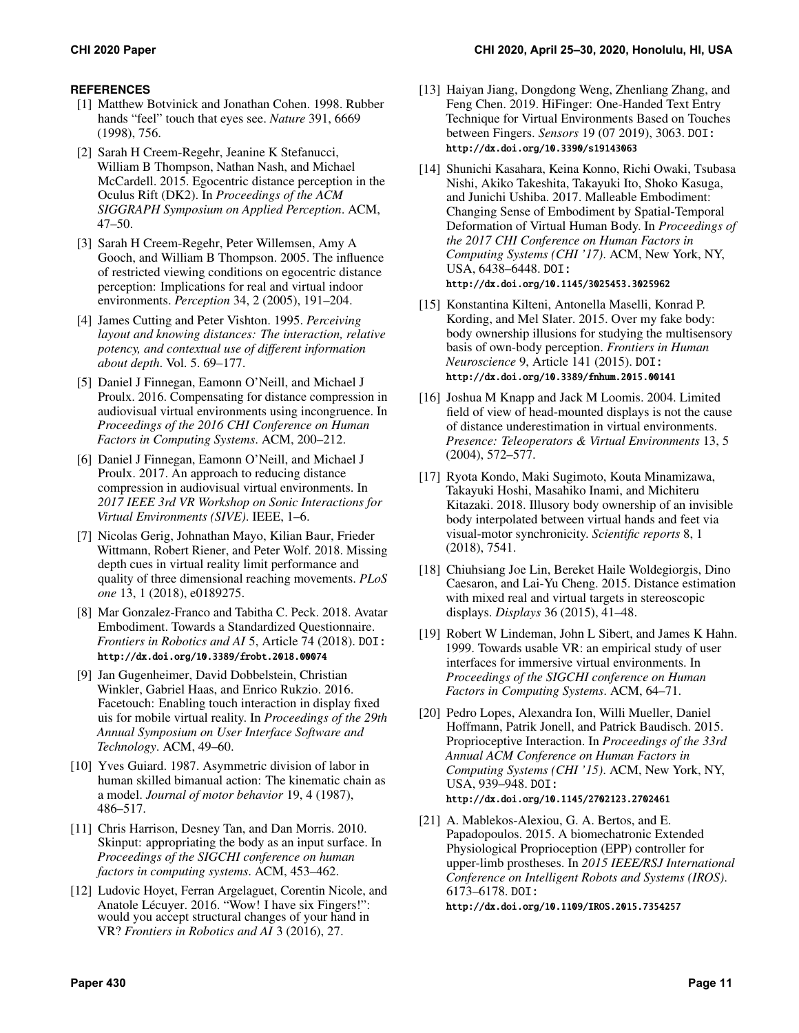## REFERENCES

[1] Matthew Botvinick and Jonathan Cohen. 1998. Rubber hands "feel" touch that eyes see. *Nature* 391, 6669 (1998), 756.

[2] Sarah H Creem-Regehr, Jeanine K Stefanucci, William B Thompson, Nathan Nash, and Michael McCardell. 2015. Egocentric distance perception in the Oculus Rift (DK2). In *Proceedings of the ACM SIGGRAPH Symposium on Applied Perception*. ACM, 47–50.

[3] Sarah H Creem-Regehr, Peter Willemsen, Amy A Gooch, and William B Thompson. 2005. The influence of restricted viewing conditions on egocentric distance perception: Implications for real and virtual indoor environments. *Perception* 34, 2 (2005), 191–204.

[4] James Cutting and Peter Vishton. 1995. *Perceiving layout and knowing distances: The interaction, relative potency, and contextual use of different information about depth*. Vol. 5. 69–177.

[5] Daniel J Finnegan, Eamonn O'Neill, and Michael J Proulx. 2016. Compensating for distance compression in audiovisual virtual environments using incongruence. In *Proceedings of the 2016 CHI Conference on Human Factors in Computing Systems*. ACM, 200–212.

[6] Daniel J Finnegan, Eamonn O'Neill, and Michael J Proulx. 2017. An approach to reducing distance compression in audiovisual virtual environments. In *2017 IEEE 3rd VR Workshop on Sonic Interactions for Virtual Environments (SIVE)*. IEEE, 1–6.

[7] Nicolas Gerig, Johnathan Mayo, Kilian Baur, Frieder Wittmann, Robert Riener, and Peter Wolf. 2018. Missing depth cues in virtual reality limit performance and quality of three dimensional reaching movements. *PLoS one* 13, 1 (2018), e0189275.

[8] Mar Gonzalez-Franco and Tabitha C. Peck. 2018. Avatar Embodiment. Towards a Standardized Questionnaire. *Frontiers in Robotics and AI* 5, Article 74 (2018). DOI: http://dx.doi.org/10.3389/frobt.2018.00074

[9] Jan Gugenheimer, David Dobbelstein, Christian Winkler, Gabriel Haas, and Enrico Rukzio. 2016. Facetouch: Enabling touch interaction in display fixed uis for mobile virtual reality. In *Proceedings of the 29th Annual Symposium on User Interface Software and Technology*. ACM, 49–60.

[10] Yves Guiard. 1987. Asymmetric division of labor in human skilled bimanual action: The kinematic chain as a model. *Journal of motor behavior* 19, 4 (1987), 486–517.

[11] Chris Harrison, Desney Tan, and Dan Morris. 2010. Skinput: appropriating the body as an input surface. In *Proceedings of the SIGCHI conference on human factors in computing systems*. ACM, 453–462.

[12] Ludovic Hoyet, Ferran Argelaguet, Corentin Nicole, and Anatole Lécuyer. 2016. "Wow! I have six Fingers!": would you accept structural changes of your hand in VR? *Frontiers in Robotics and AI* 3 (2016), 27.

[13] Haiyan Jiang, Dongdong Weng, Zhenliang Zhang, and Feng Chen. 2019. HiFinger: One-Handed Text Entry Technique for Virtual Environments Based on Touches between Fingers. *Sensors* 19 (07 2019), 3063. DOI: http://dx.doi.org/10.3390/s19143063

[14] Shunichi Kasahara, Keina Konno, Richi Owaki, Tsubasa Nishi, Akiko Takeshita, Takayuki Ito, Shoko Kasuga, and Junichi Ushiba. 2017. Malleable Embodiment: Changing Sense of Embodiment by Spatial-Temporal Deformation of Virtual Human Body. In *Proceedings of the 2017 CHI Conference on Human Factors in Computing Systems (CHI '17)*. ACM, New York, NY, USA, 6438–6448. DOI: http://dx.doi.org/10.1145/3025453.3025962

[15] Konstantina Kilteni, Antonella Maselli, Konrad P. Kording, and Mel Slater. 2015. Over my fake body: body ownership illusions for studying the multisensory basis of own-body perception. *Frontiers in Human Neuroscience* 9, Article 141 (2015). DOI: http://dx.doi.org/10.3389/fnhum.2015.00141

[16] Joshua M Knapp and Jack M Loomis. 2004. Limited field of view of head-mounted displays is not the cause of distance underestimation in virtual environments. *Presence: Teleoperators & Virtual Environments* 13, 5 (2004), 572–577.

[17] Ryota Kondo, Maki Sugimoto, Kouta Minamizawa, Takayuki Hoshi, Masahiko Inami, and Michiteru Kitazaki. 2018. Illusory body ownership of an invisible body interpolated between virtual hands and feet via visual-motor synchronicity. *Scientific reports* 8, 1 (2018), 7541.

[18] Chiuhsiang Joe Lin, Bereket Haile Woldegiorgis, Dino Caesaron, and Lai-Yu Cheng. 2015. Distance estimation with mixed real and virtual targets in stereoscopic displays. *Displays* 36 (2015), 41–48.

[19] Robert W Lindeman, John L Sibert, and James K Hahn. 1999. Towards usable VR: an empirical study of user interfaces for immersive virtual environments. In *Proceedings of the SIGCHI conference on Human Factors in Computing Systems*. ACM, 64–71.

[20] Pedro Lopes, Alexandra Ion, Willi Mueller, Daniel Hoffmann, Patrik Jonell, and Patrick Baudisch. 2015. Proprioceptive Interaction. In *Proceedings of the 33rd Annual ACM Conference on Human Factors in Computing Systems (CHI '15)*. ACM, New York, NY, USA, 939–948. DOI: http://dx.doi.org/10.1145/2702123.2702461

[21] A. Mablekos-Alexiou, G. A. Bertos, and E. Papadopoulos. 2015. A biomechatronic Extended Physiological Proprioception (EPP) controller for upper-limb prostheses. In *2015 IEEE/RSJ International Conference on Intelligent Robots and Systems (IROS)*. 6173–6178. DOI: http://dx.doi.org/10.1109/IROS.2015.7354257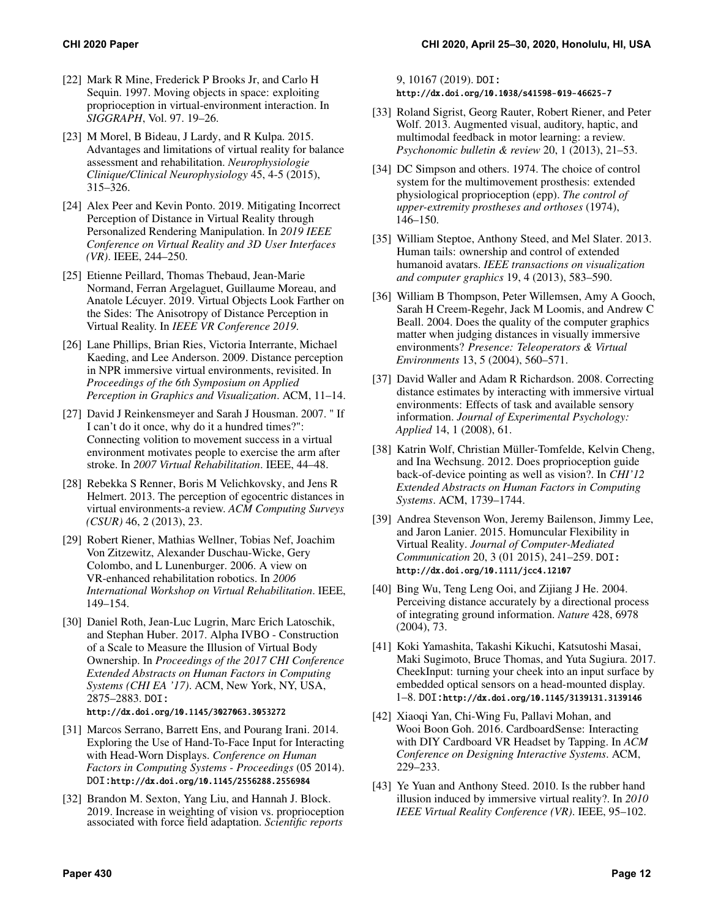[22] Mark R Mine, Frederick P Brooks Jr, and Carlo H Sequin. 1997. Moving objects in space: exploiting proprioception in virtual-environment interaction. In *SIGGRAPH*, Vol. 97. 19–26.

[23] M Morel, B Bideau, J Lardy, and R Kulpa. 2015. Advantages and limitations of virtual reality for balance assessment and rehabilitation. *Neurophysiologie Clinique/Clinical Neurophysiology* 45, 4-5 (2015), 315–326.

[24] Alex Peer and Kevin Ponto. 2019. Mitigating Incorrect Perception of Distance in Virtual Reality through Personalized Rendering Manipulation. In *2019 IEEE Conference on Virtual Reality and 3D User Interfaces (VR)*. IEEE, 244–250.

[25] Etienne Peillard, Thomas Thebaud, Jean-Marie Normand, Ferran Argelaguet, Guillaume Moreau, and Anatole Lécuyer. 2019. Virtual Objects Look Farther on the Sides: The Anisotropy of Distance Perception in Virtual Reality. In *IEEE VR Conference 2019*.

[26] Lane Phillips, Brian Ries, Victoria Interrante, Michael Kaeding, and Lee Anderson. 2009. Distance perception in NPR immersive virtual environments, revisited. In *Proceedings of the 6th Symposium on Applied Perception in Graphics and Visualization*. ACM, 11–14.

[27] David J Reinkensmeyer and Sarah J Housman. 2007. " If I can't do it once, why do it a hundred times?": Connecting volition to movement success in a virtual environment motivates people to exercise the arm after stroke. In *2007 Virtual Rehabilitation*. IEEE, 44–48.

[28] Rebekka S Renner, Boris M Velichkovsky, and Jens R Helmert. 2013. The perception of egocentric distances in virtual environments-a review. *ACM Computing Surveys (CSUR)* 46, 2 (2013), 23.

[29] Robert Riener, Mathias Wellner, Tobias Nef, Joachim Von Zitzewitz, Alexander Duschau-Wicke, Gery Colombo, and L Lunenburger. 2006. A view on VR-enhanced rehabilitation robotics. In *2006 International Workshop on Virtual Rehabilitation*. IEEE, 149–154.

[30] Daniel Roth, Jean-Luc Lugrin, Marc Erich Latoschik, and Stephan Huber. 2017. Alpha IVBO - Construction of a Scale to Measure the Illusion of Virtual Body Ownership. In *Proceedings of the 2017 CHI Conference Extended Abstracts on Human Factors in Computing Systems (CHI EA '17)*. ACM, New York, NY, USA, 2875–2883. DOI: http://dx.doi.org/10.1145/3027063.3053272

[31] Marcos Serrano, Barrett Ens, and Pourang Irani. 2014. Exploring the Use of Hand-To-Face Input for Interacting with Head-Worn Displays. *Conference on Human Factors in Computing Systems - Proceedings* (05 2014). DOI:http://dx.doi.org/10.1145/2556288.2556984

[32] Brandon M. Sexton, Yang Liu, and Hannah J. Block. 2019. Increase in weighting of vision vs. proprioception associated with force field adaptation. *Scientific reports* 9, 10167 (2019). DOI: http://dx.doi.org/10.1038/s41598-019-46625-7

[33] Roland Sigrist, Georg Rauter, Robert Riener, and Peter Wolf. 2013. Augmented visual, auditory, haptic, and multimodal feedback in motor learning: a review. *Psychonomic bulletin & review* 20, 1 (2013), 21–53.

[34] DC Simpson and others. 1974. The choice of control system for the multimovement prosthesis: extended physiological proprioception (epp). *The control of upper-extremity prostheses and orthoses* (1974), 146–150.

[35] William Steptoe, Anthony Steed, and Mel Slater. 2013. Human tails: ownership and control of extended humanoid avatars. *IEEE transactions on visualization and computer graphics* 19, 4 (2013), 583–590.

[36] William B Thompson, Peter Willemsen, Amy A Gooch, Sarah H Creem-Regehr, Jack M Loomis, and Andrew C Beall. 2004. Does the quality of the computer graphics matter when judging distances in visually immersive environments? *Presence: Teleoperators & Virtual Environments* 13, 5 (2004), 560–571.

[37] David Waller and Adam R Richardson. 2008. Correcting distance estimates by interacting with immersive virtual environments: Effects of task and available sensory information. *Journal of Experimental Psychology: Applied* 14, 1 (2008), 61.

[38] Katrin Wolf, Christian Müller-Tomfelde, Kelvin Cheng, and Ina Wechsung. 2012. Does proprioception guide back-of-device pointing as well as vision?. In *CHI'12 Extended Abstracts on Human Factors in Computing Systems*. ACM, 1739–1744.

[39] Andrea Stevenson Won, Jeremy Bailenson, Jimmy Lee, and Jaron Lanier. 2015. Homuncular Flexibility in Virtual Reality. *Journal of Computer-Mediated Communication* 20, 3 (01 2015), 241–259. DOI: http://dx.doi.org/10.1111/jcc4.12107

[40] Bing Wu, Teng Leng Ooi, and Zijiang J He. 2004. Perceiving distance accurately by a directional process of integrating ground information. *Nature* 428, 6978 (2004), 73.

[41] Koki Yamashita, Takashi Kikuchi, Katsutoshi Masai, Maki Sugimoto, Bruce Thomas, and Yuta Sugiura. 2017. CheekInput: turning your cheek into an input surface by embedded optical sensors on a head-mounted display. 1–8. DOI:http://dx.doi.org/10.1145/3139131.3139146

[42] Xiaoqi Yan, Chi-Wing Fu, Pallavi Mohan, and Wooi Boon Goh. 2016. CardboardSense: Interacting with DIY Cardboard VR Headset by Tapping. In *ACM Conference on Designing Interactive Systems*. ACM, 229–233.

[43] Ye Yuan and Anthony Steed. 2010. Is the rubber hand illusion induced by immersive virtual reality?. In *2010 IEEE Virtual Reality Conference (VR)*. IEEE, 95–102.